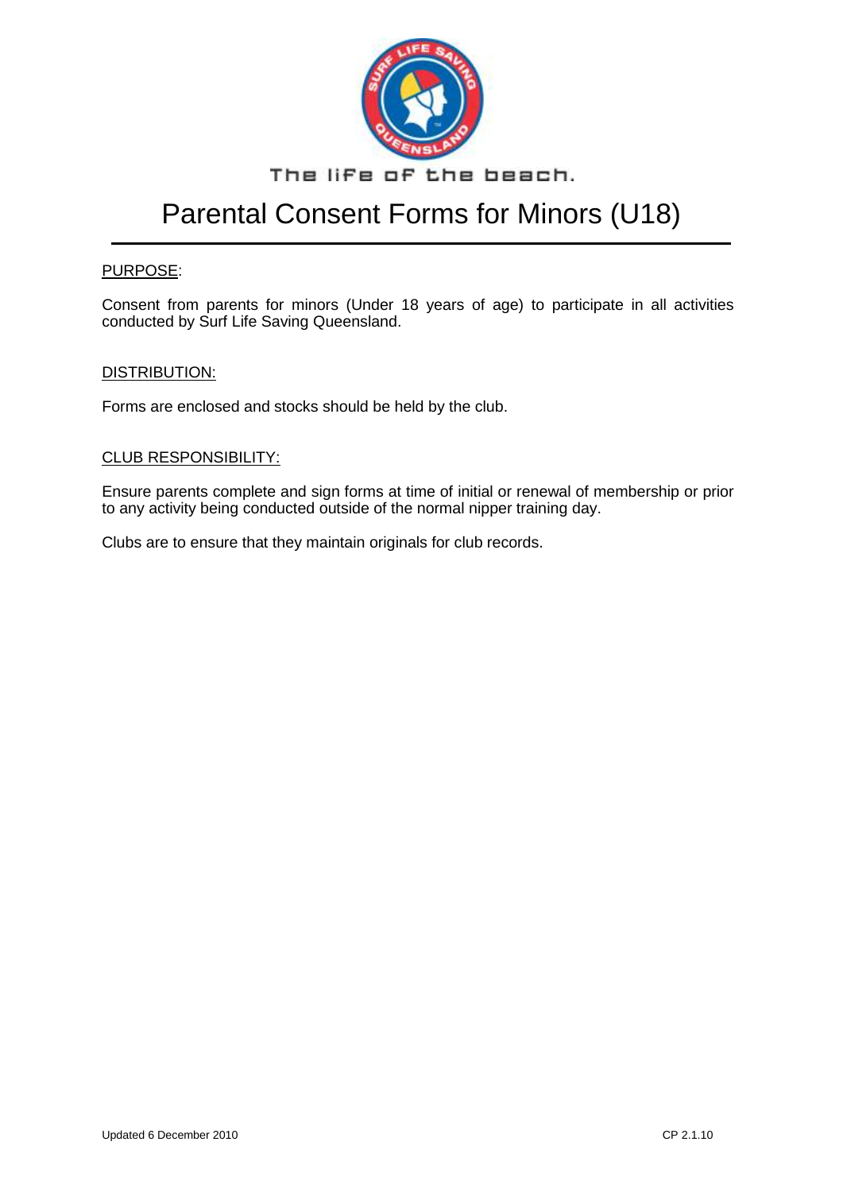The life of the beach.

# Parental Consent Forms for Minors (U18)

PURPOSE:

Consent from parents for minors (Under 18 years of age) to participate in all activities conducted by Surf Life Saving Queensland.

DISTRIBUTION:

Forms are enclosed and stocks should be held by the club.

CLUB RESPONSIBILITY:

Ensure parents complete and sign forms at time of initial or renewal of membership or prior to any activity being conducted outside of the normal nipper training day.

Clubs are to ensure that they maintain originals for club records.

Updated 6 December 2010 CP 2.1.10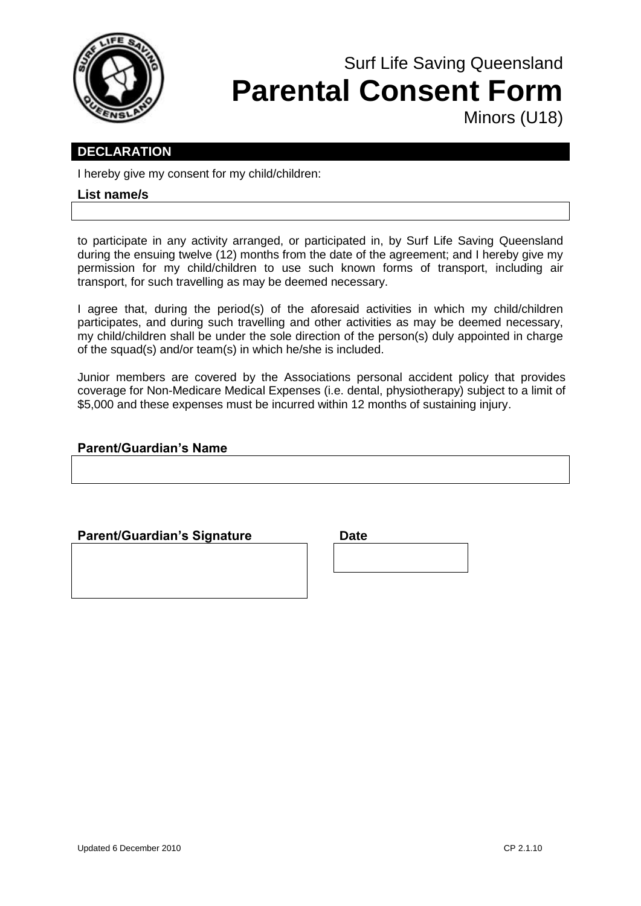Surf Life Saving Queensland

# Parental Consent Form

Minors (U18)

## DECLARATION

I hereby give my consent for my child/children:

**List name/s**

| |
|---|
| |

to participate in any activity arranged, or participated in, by Surf Life Saving Queensland during the ensuing twelve (12) months from the date of the agreement; and I hereby give my permission for my child/children to use such known forms of transport, including air transport, for such travelling as may be deemed necessary.

I agree that, during the period(s) of the aforesaid activities in which my child/children participates, and during such travelling and other activities as may be deemed necessary, my child/children shall be under the sole direction of the person(s) duly appointed in charge of the squad(s) and/or team(s) in which he/she is included.

Junior members are covered by the Associations personal accident policy that provides coverage for Non-Medicare Medical Expenses (i.e. dental, physiotherapy) subject to a limit of $5,000 and these expenses must be incurred within 12 months of sustaining injury.

**Parent/Guardian's Name**

| |
|---|
| |

| **Parent/Guardian's Signature** | **Date** |
|---|---|
| | |

Updated 6 December 2010

CP 2.1.10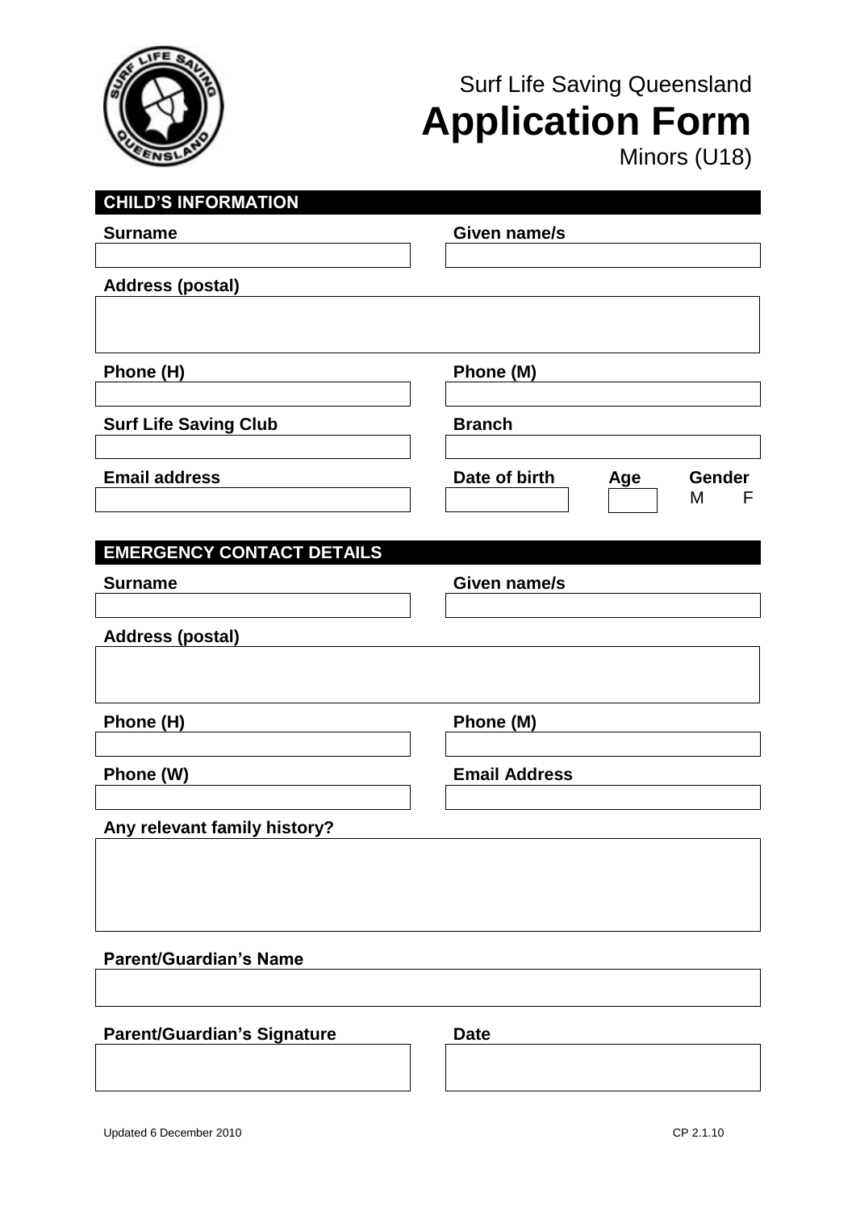Surf Life Saving Queensland

# Application Form

Minors (U18)

## CHILD'S INFORMATION

**Surname**

**Given name/s**

**Address (postal)**

**Phone (H)**

**Phone (M)**

**Surf Life Saving Club**

**Branch**

**Email address**

**Date of birth**

**Age**

**Gender**
M F

## EMERGENCY CONTACT DETAILS

**Surname**

**Given name/s**

**Address (postal)**

**Phone (H)**

**Phone (M)**

**Phone (W)**

**Email Address**

**Any relevant family history?**

**Parent/Guardian's Name**

**Parent/Guardian's Signature**

**Date**

Updated 6 December 2010

CP 2.1.10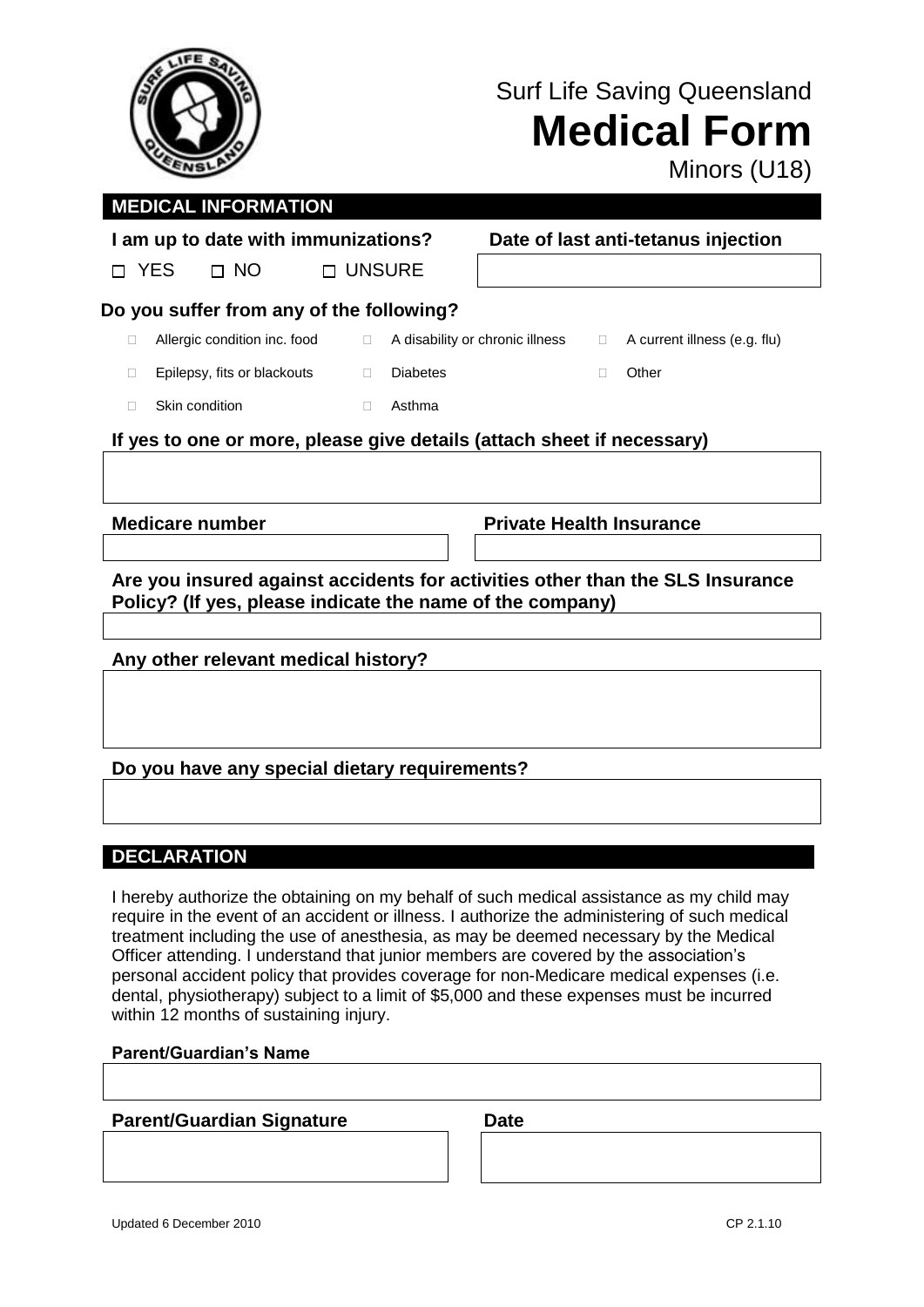Surf Life Saving Queensland

# Medical Form

Minors (U18)

## MEDICAL INFORMATION

**I am up to date with immunizations?**

☐ YES ☐ NO ☐ UNSURE

**Date of last anti-tetanus injection**

**Do you suffer from any of the following?**

- ☐ Allergic condition inc. food
- ☐ A disability or chronic illness
- ☐ A current illness (e.g. flu)
- ☐ Epilepsy, fits or blackouts
- ☐ Diabetes
- ☐ Other
- ☐ Skin condition
- ☐ Asthma

**If yes to one or more, please give details (attach sheet if necessary)**

**Medicare number**

**Private Health Insurance**

**Are you insured against accidents for activities other than the SLS Insurance Policy? (If yes, please indicate the name of the company)**

**Any other relevant medical history?**

**Do you have any special dietary requirements?**

## DECLARATION

I hereby authorize the obtaining on my behalf of such medical assistance as my child may require in the event of an accident or illness. I authorize the administering of such medical treatment including the use of anesthesia, as may be deemed necessary by the Medical Officer attending. I understand that junior members are covered by the association's personal accident policy that provides coverage for non-Medicare medical expenses (i.e. dental, physiotherapy) subject to a limit of $5,000 and these expenses must be incurred within 12 months of sustaining injury.

**Parent/Guardian's Name**

**Parent/Guardian Signature**

**Date**

Updated 6 December 2010

CP 2.1.10